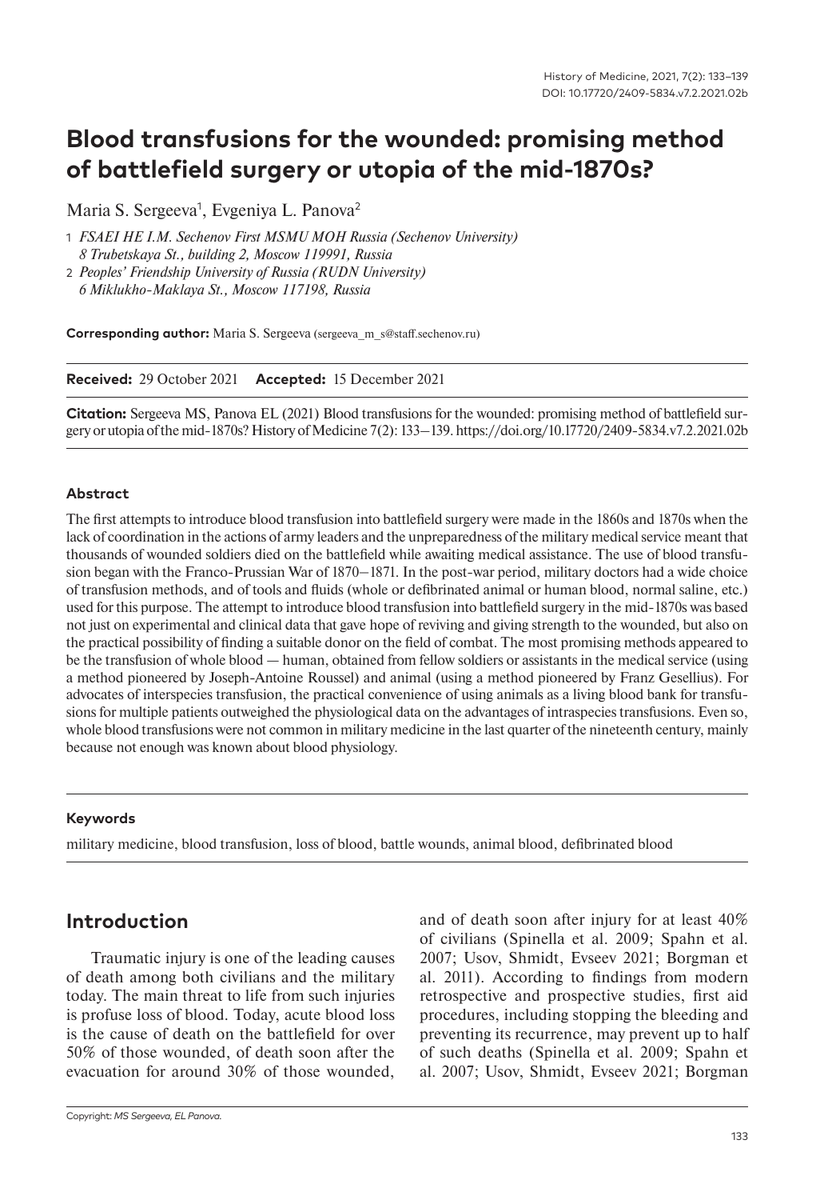# Blood transfusions for the wounded: promising method of battlefield surgery or utopia of the mid-1870s?

Maria S. Sergeeva[1], Evgeniya L. Panova[2]

1 *FSAEI HE I.M. Sechenov First MSMU MOH Russia (Sechenov University) 8 Trubetskaya St., building 2, Moscow 119991, Russia*

2 *Peoples' Friendship University of Russia (RUDN University) 6 Miklukho-Maklaya St., Moscow 117198, Russia*

**Corresponding author:** Maria S. Sergeeva (sergeeva_m_s@staff.sechenov.ru)

**Received:** 29 October 2021 **Accepted:** 15 December 2021

**Citation:** Sergeeva MS, Panova EL (2021) Blood transfusions for the wounded: promising method of battlefield surgery or utopia of the mid-1870s? History of Medicine 7(2): 133–139. https://doi.org/10.17720/2409-5834.v7.2.2021.02b

#### Abstract

The first attempts to introduce blood transfusion into battlefield surgery were made in the 1860s and 1870s when the lack of coordination in the actions of army leaders and the unpreparedness of the military medical service meant that thousands of wounded soldiers died on the battlefield while awaiting medical assistance. The use of blood transfusion began with the Franco-Prussian War of 1870–1871. In the post-war period, military doctors had a wide choice of transfusion methods, and of tools and fluids (whole or defibrinated animal or human blood, normal saline, etc.) used for this purpose. The attempt to introduce blood transfusion into battlefield surgery in the mid-1870s was based not just on experimental and clinical data that gave hope of reviving and giving strength to the wounded, but also on the practical possibility of finding a suitable donor on the field of combat. The most promising methods appeared to be the transfusion of whole blood — human, obtained from fellow soldiers or assistants in the medical service (using a method pioneered by Joseph-Antoine Roussel) and animal (using a method pioneered by Franz Gesellius). For advocates of interspecies transfusion, the practical convenience of using animals as a living blood bank for transfusions for multiple patients outweighed the physiological data on the advantages of intraspecies transfusions. Even so, whole blood transfusions were not common in military medicine in the last quarter of the nineteenth century, mainly because not enough was known about blood physiology.

#### Keywords

military medicine, blood transfusion, loss of blood, battle wounds, animal blood, defibrinated blood

## Introduction

Traumatic injury is one of the leading causes of death among both civilians and the military today. The main threat to life from such injuries is profuse loss of blood. Today, acute blood loss is the cause of death on the battlefield for over 50% of those wounded, of death soon after the evacuation for around 30% of those wounded, and of death soon after injury for at least 40% of civilians (Spinella et al. 2009; Spahn et al. 2007; Usov, Shmidt, Evseev 2021; Borgman et al. 2011). According to findings from modern retrospective and prospective studies, first aid procedures, including stopping the bleeding and preventing its recurrence, may prevent up to half of such deaths (Spinella et al. 2009; Spahn et al. 2007; Usov, Shmidt, Evseev 2021; Borgman

Copyright: *MS Sergeeva, EL Panova.*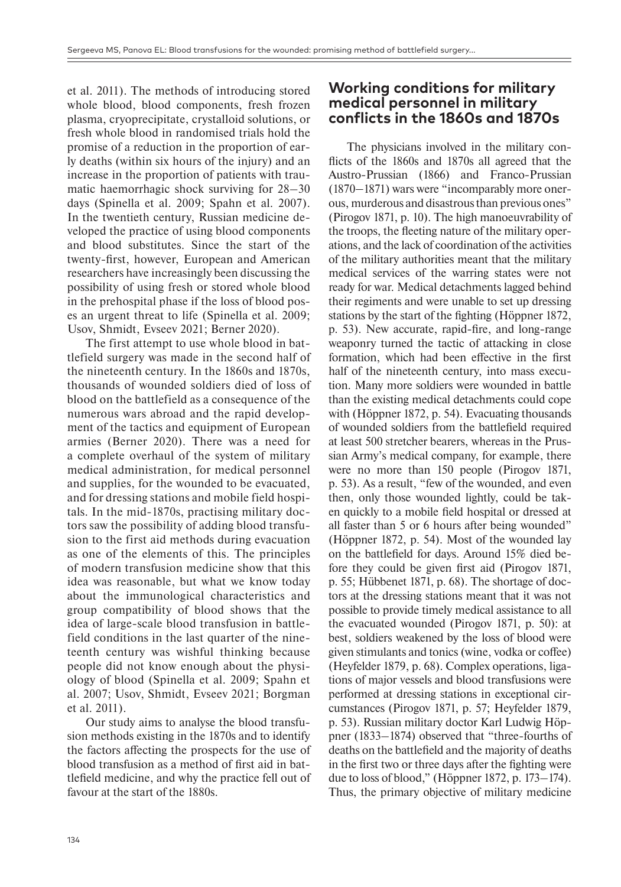et al. 2011). The methods of introducing stored whole blood, blood components, fresh frozen plasma, cryoprecipitate, crystalloid solutions, or fresh whole blood in randomised trials hold the promise of a reduction in the proportion of early deaths (within six hours of the injury) and an increase in the proportion of patients with traumatic haemorrhagic shock surviving for 28–30 days (Spinella et al. 2009; Spahn et al. 2007). In the twentieth century, Russian medicine developed the practice of using blood components and blood substitutes. Since the start of the twenty-first, however, European and American researchers have increasingly been discussing the possibility of using fresh or stored whole blood in the prehospital phase if the loss of blood poses an urgent threat to life (Spinella et al. 2009; Usov, Shmidt, Evseev 2021; Berner 2020).

The first attempt to use whole blood in battlefield surgery was made in the second half of the nineteenth century. In the 1860s and 1870s, thousands of wounded soldiers died of loss of blood on the battlefield as a consequence of the numerous wars abroad and the rapid development of the tactics and equipment of European armies (Berner 2020). There was a need for a complete overhaul of the system of military medical administration, for medical personnel and supplies, for the wounded to be evacuated, and for dressing stations and mobile field hospitals. In the mid-1870s, practising military doctors saw the possibility of adding blood transfusion to the first aid methods during evacuation as one of the elements of this. The principles of modern transfusion medicine show that this idea was reasonable, but what we know today about the immunological characteristics and group compatibility of blood shows that the idea of large-scale blood transfusion in battlefield conditions in the last quarter of the nineteenth century was wishful thinking because people did not know enough about the physiology of blood (Spinella et al. 2009; Spahn et al. 2007; Usov, Shmidt, Evseev 2021; Borgman et al. 2011).

Our study aims to analyse the blood transfusion methods existing in the 1870s and to identify the factors affecting the prospects for the use of blood transfusion as a method of first aid in battlefield medicine, and why the practice fell out of favour at the start of the 1880s.

## Working conditions for military medical personnel in military conflicts in the 1860s and 1870s

The physicians involved in the military conflicts of the 1860s and 1870s all agreed that the Austro-Prussian (1866) and Franco-Prussian (1870–1871) wars were "incomparably more onerous, murderous and disastrous than previous ones" (Pirogov 1871, p. 10). The high manoeuvrability of the troops, the fleeting nature of the military operations, and the lack of coordination of the activities of the military authorities meant that the military medical services of the warring states were not ready for war. Medical detachments lagged behind their regiments and were unable to set up dressing stations by the start of the fighting (Höppner 1872, p. 53). New accurate, rapid-fire, and long-range weaponry turned the tactic of attacking in close formation, which had been effective in the first half of the nineteenth century, into mass execution. Many more soldiers were wounded in battle than the existing medical detachments could cope with (Höppner 1872, p. 54). Evacuating thousands of wounded soldiers from the battlefield required at least 500 stretcher bearers, whereas in the Prussian Army's medical company, for example, there were no more than 150 people (Pirogov 1871, p. 53). As a result, "few of the wounded, and even then, only those wounded lightly, could be taken quickly to a mobile field hospital or dressed at all faster than 5 or 6 hours after being wounded" (Höppner 1872, p. 54). Most of the wounded lay on the battlefield for days. Around 15% died before they could be given first aid (Pirogov 1871, p. 55; Hübbenet 1871, p. 68). The shortage of doctors at the dressing stations meant that it was not possible to provide timely medical assistance to all the evacuated wounded (Pirogov 1871, p. 50): at best, soldiers weakened by the loss of blood were given stimulants and tonics (wine, vodka or coffee) (Heyfelder 1879, p. 68). Complex operations, ligations of major vessels and blood transfusions were performed at dressing stations in exceptional circumstances (Pirogov 1871, p. 57; Heyfelder 1879, p. 53). Russian military doctor Karl Ludwig Höppner (1833–1874) observed that "three-fourths of deaths on the battlefield and the majority of deaths in the first two or three days after the fighting were due to loss of blood," (Höppner 1872, p. 173–174). Thus, the primary objective of military medicine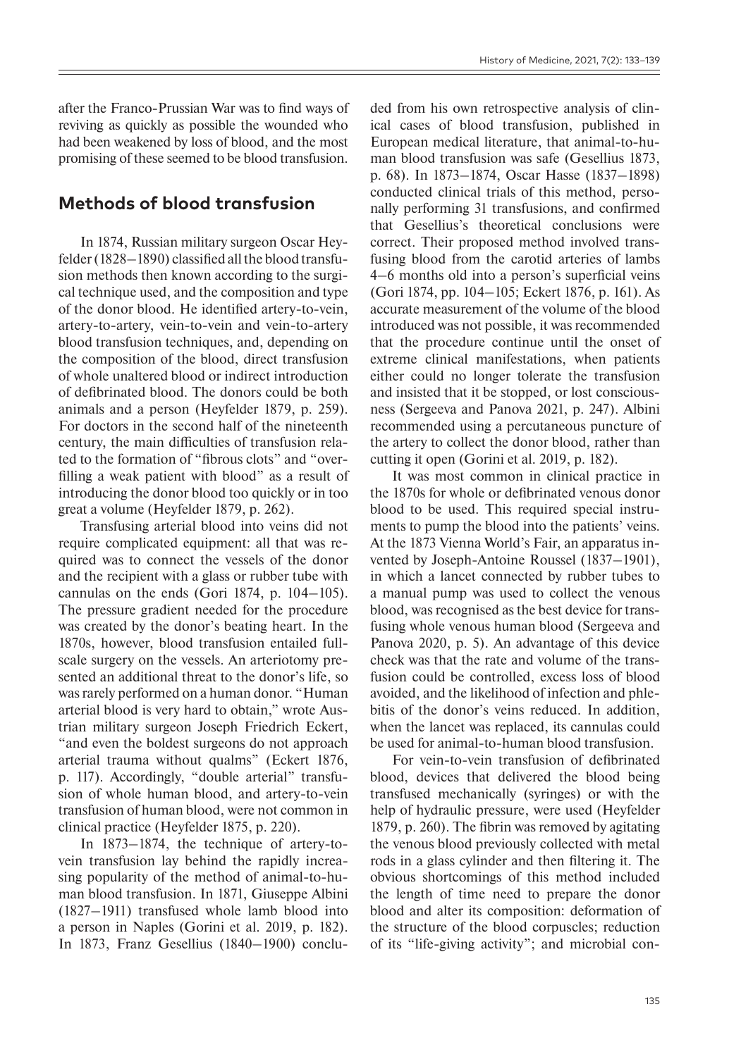after the Franco-Prussian War was to find ways of reviving as quickly as possible the wounded who had been weakened by loss of blood, and the most promising of these seemed to be blood transfusion.

## Methods of blood transfusion

In 1874, Russian military surgeon Oscar Heyfelder (1828–1890) classified all the blood transfusion methods then known according to the surgical technique used, and the composition and type of the donor blood. He identified artery-to-vein, artery-to-artery, vein-to-vein and vein-to-artery blood transfusion techniques, and, depending on the composition of the blood, direct transfusion of whole unaltered blood or indirect introduction of defibrinated blood. The donors could be both animals and a person (Heyfelder 1879, p. 259). For doctors in the second half of the nineteenth century, the main difficulties of transfusion related to the formation of "fibrous clots" and "overfilling a weak patient with blood" as a result of introducing the donor blood too quickly or in too great a volume (Heyfelder 1879, p. 262).

Transfusing arterial blood into veins did not require complicated equipment: all that was required was to connect the vessels of the donor and the recipient with a glass or rubber tube with cannulas on the ends (Gori 1874, p. 104–105). The pressure gradient needed for the procedure was created by the donor's beating heart. In the 1870s, however, blood transfusion entailed full-scale surgery on the vessels. An arteriotomy presented an additional threat to the donor's life, so was rarely performed on a human donor. "Human arterial blood is very hard to obtain," wrote Austrian military surgeon Joseph Friedrich Eckert, "and even the boldest surgeons do not approach arterial trauma without qualms" (Eckert 1876, p. 117). Accordingly, "double arterial" transfusion of whole human blood, and artery-to-vein transfusion of human blood, were not common in clinical practice (Heyfelder 1875, p. 220).

In 1873–1874, the technique of artery-to-vein transfusion lay behind the rapidly increasing popularity of the method of animal-to-human blood transfusion. In 1871, Giuseppe Albini (1827–1911) transfused whole lamb blood into a person in Naples (Gorini et al. 2019, p. 182). In 1873, Franz Gesellius (1840–1900) concluded from his own retrospective analysis of clinical cases of blood transfusion, published in European medical literature, that animal-to-human blood transfusion was safe (Gesellius 1873, p. 68). In 1873–1874, Oscar Hasse (1837–1898) conducted clinical trials of this method, personally performing 31 transfusions, and confirmed that Gesellius's theoretical conclusions were correct. Their proposed method involved transfusing blood from the carotid arteries of lambs 4–6 months old into a person's superficial veins (Gori 1874, pp. 104–105; Eckert 1876, p. 161). As accurate measurement of the volume of the blood introduced was not possible, it was recommended that the procedure continue until the onset of extreme clinical manifestations, when patients either could no longer tolerate the transfusion and insisted that it be stopped, or lost consciousness (Sergeeva and Panova 2021, p. 247). Albini recommended using a percutaneous puncture of the artery to collect the donor blood, rather than cutting it open (Gorini et al. 2019, p. 182).

It was most common in clinical practice in the 1870s for whole or defibrinated venous donor blood to be used. This required special instruments to pump the blood into the patients' veins. At the 1873 Vienna World's Fair, an apparatus invented by Joseph-Antoine Roussel (1837–1901), in which a lancet connected by rubber tubes to a manual pump was used to collect the venous blood, was recognised as the best device for transfusing whole venous human blood (Sergeeva and Panova 2020, p. 5). An advantage of this device check was that the rate and volume of the transfusion could be controlled, excess loss of blood avoided, and the likelihood of infection and phlebitis of the donor's veins reduced. In addition, when the lancet was replaced, its cannulas could be used for animal-to-human blood transfusion.

For vein-to-vein transfusion of defibrinated blood, devices that delivered the blood being transfused mechanically (syringes) or with the help of hydraulic pressure, were used (Heyfelder 1879, p. 260). The fibrin was removed by agitating the venous blood previously collected with metal rods in a glass cylinder and then filtering it. The obvious shortcomings of this method included the length of time need to prepare the donor blood and alter its composition: deformation of the structure of the blood corpuscles; reduction of its "life-giving activity"; and microbial con-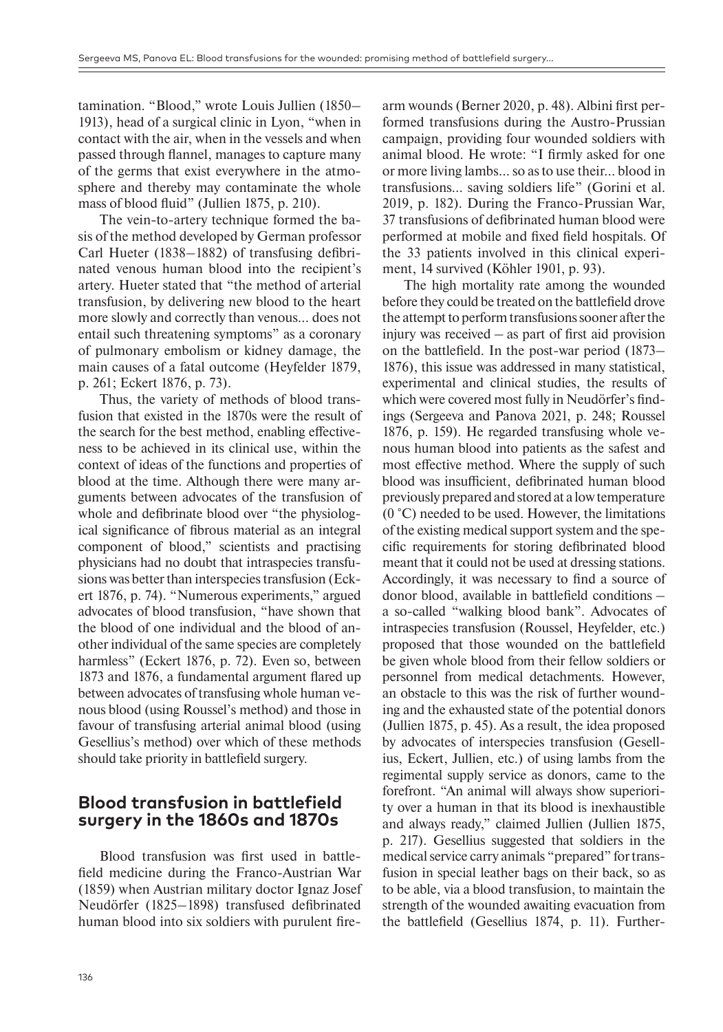tamination. "Blood," wrote Louis Jullien (1850–1913), head of a surgical clinic in Lyon, "when in contact with the air, when in the vessels and when passed through flannel, manages to capture many of the germs that exist everywhere in the atmosphere and thereby may contaminate the whole mass of blood fluid" (Jullien 1875, p. 210).

The vein-to-artery technique formed the basis of the method developed by German professor Carl Hueter (1838–1882) of transfusing defibrinated venous human blood into the recipient's artery. Hueter stated that "the method of arterial transfusion, by delivering new blood to the heart more slowly and correctly than venous... does not entail such threatening symptoms" as a coronary of pulmonary embolism or kidney damage, the main causes of a fatal outcome (Heyfelder 1879, p. 261; Eckert 1876, p. 73).

Thus, the variety of methods of blood transfusion that existed in the 1870s were the result of the search for the best method, enabling effectiveness to be achieved in its clinical use, within the context of ideas of the functions and properties of blood at the time. Although there were many arguments between advocates of the transfusion of whole and defibrinate blood over "the physiological significance of fibrous material as an integral component of blood," scientists and practising physicians had no doubt that intraspecies transfusions was better than interspecies transfusion (Eckert 1876, p. 74). "Numerous experiments," argued advocates of blood transfusion, "have shown that the blood of one individual and the blood of another individual of the same species are completely harmless" (Eckert 1876, p. 72). Even so, between 1873 and 1876, a fundamental argument flared up between advocates of transfusing whole human venous blood (using Roussel's method) and those in favour of transfusing arterial animal blood (using Gesellius's method) over which of these methods should take priority in battlefield surgery.

## Blood transfusion in battlefield surgery in the 1860s and 1870s

Blood transfusion was first used in battlefield medicine during the Franco-Austrian War (1859) when Austrian military doctor Ignaz Josef Neudörfer (1825–1898) transfused defibrinated human blood into six soldiers with purulent firearm wounds (Berner 2020, p. 48). Albini first performed transfusions during the Austro-Prussian campaign, providing four wounded soldiers with animal blood. He wrote: "I firmly asked for one or more living lambs... so as to use their... blood in transfusions... saving soldiers life" (Gorini et al. 2019, p. 182). During the Franco-Prussian War, 37 transfusions of defibrinated human blood were performed at mobile and fixed field hospitals. Of the 33 patients involved in this clinical experiment, 14 survived (Köhler 1901, p. 93).

The high mortality rate among the wounded before they could be treated on the battlefield drove the attempt to perform transfusions sooner after the injury was received – as part of first aid provision on the battlefield. In the post-war period (1873–1876), this issue was addressed in many statistical, experimental and clinical studies, the results of which were covered most fully in Neudörfer's findings (Sergeeva and Panova 2021, p. 248; Roussel 1876, p. 159). He regarded transfusing whole venous human blood into patients as the safest and most effective method. Where the supply of such blood was insufficient, defibrinated human blood previously prepared and stored at a low temperature (0 °C) needed to be used. However, the limitations of the existing medical support system and the specific requirements for storing defibrinated blood meant that it could not be used at dressing stations. Accordingly, it was necessary to find a source of donor blood, available in battlefield conditions – a so-called "walking blood bank". Advocates of intraspecies transfusion (Roussel, Heyfelder, etc.) proposed that those wounded on the battlefield be given whole blood from their fellow soldiers or personnel from medical detachments. However, an obstacle to this was the risk of further wounding and the exhausted state of the potential donors (Jullien 1875, p. 45). As a result, the idea proposed by advocates of interspecies transfusion (Gesellius, Eckert, Jullien, etc.) of using lambs from the regimental supply service as donors, came to the forefront. "An animal will always show superiority over a human in that its blood is inexhaustible and always ready," claimed Jullien (Jullien 1875, p. 217). Gesellius suggested that soldiers in the medical service carry animals "prepared" for transfusion in special leather bags on their back, so as to be able, via a blood transfusion, to maintain the strength of the wounded awaiting evacuation from the battlefield (Gesellius 1874, p. 11). Further-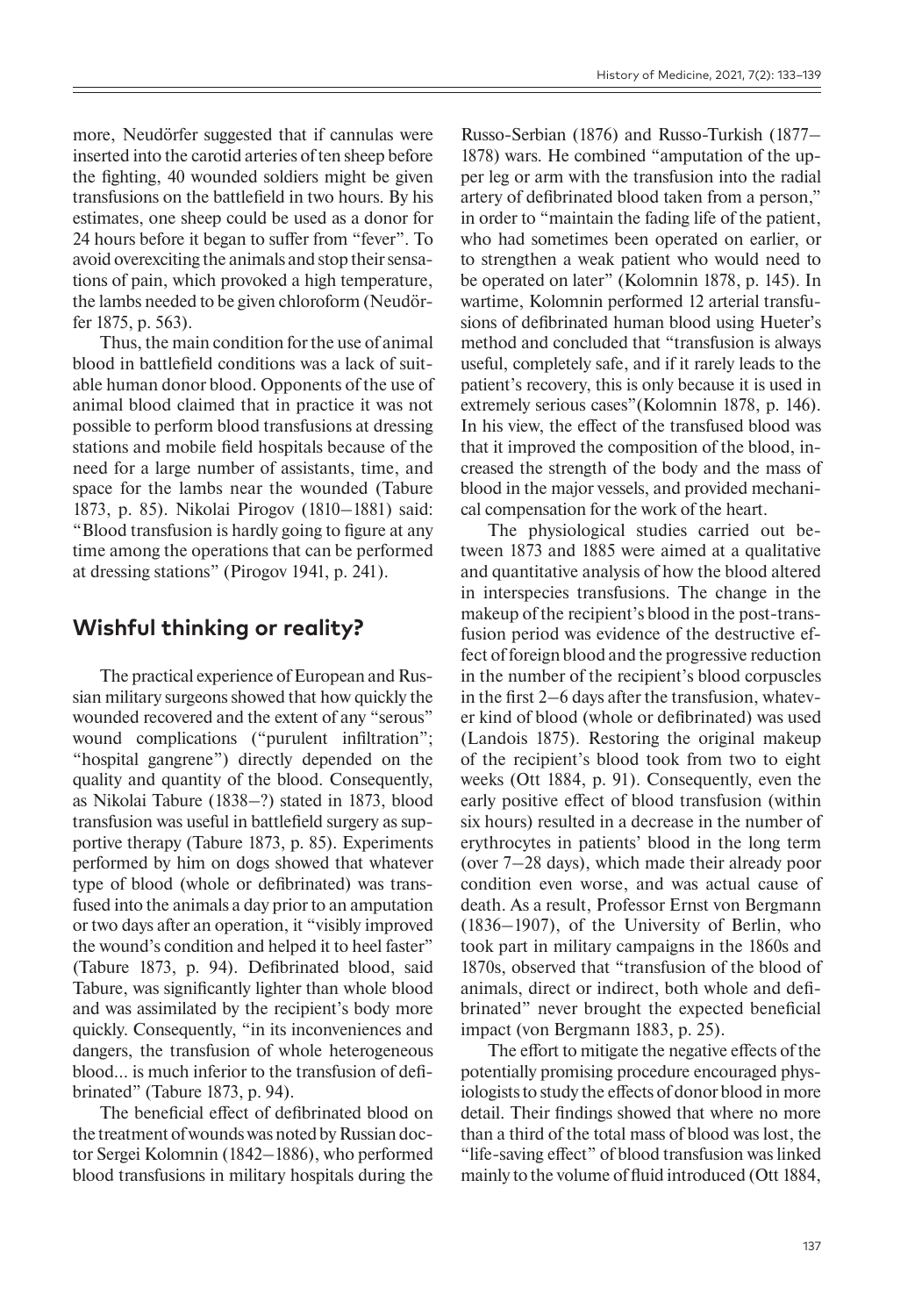more, Neudörfer suggested that if cannulas were inserted into the carotid arteries of ten sheep before the fighting, 40 wounded soldiers might be given transfusions on the battlefield in two hours. By his estimates, one sheep could be used as a donor for 24 hours before it began to suffer from "fever". To avoid overexciting the animals and stop their sensations of pain, which provoked a high temperature, the lambs needed to be given chloroform (Neudörfer 1875, p. 563).

Thus, the main condition for the use of animal blood in battlefield conditions was a lack of suitable human donor blood. Opponents of the use of animal blood claimed that in practice it was not possible to perform blood transfusions at dressing stations and mobile field hospitals because of the need for a large number of assistants, time, and space for the lambs near the wounded (Tabure 1873, p. 85). Nikolai Pirogov (1810–1881) said: "Blood transfusion is hardly going to figure at any time among the operations that can be performed at dressing stations" (Pirogov 1941, p. 241).

## Wishful thinking or reality?

The practical experience of European and Russian military surgeons showed that how quickly the wounded recovered and the extent of any "serous" wound complications ("purulent infiltration"; "hospital gangrene") directly depended on the quality and quantity of the blood. Consequently, as Nikolai Tabure (1838–?) stated in 1873, blood transfusion was useful in battlefield surgery as supportive therapy (Tabure 1873, p. 85). Experiments performed by him on dogs showed that whatever type of blood (whole or defibrinated) was transfused into the animals a day prior to an amputation or two days after an operation, it "visibly improved the wound's condition and helped it to heel faster" (Tabure 1873, p. 94). Defibrinated blood, said Tabure, was significantly lighter than whole blood and was assimilated by the recipient's body more quickly. Consequently, "in its inconveniences and dangers, the transfusion of whole heterogeneous blood... is much inferior to the transfusion of defibrinated" (Tabure 1873, p. 94).

The beneficial effect of defibrinated blood on the treatment of wounds was noted by Russian doctor Sergei Kolomnin (1842–1886), who performed blood transfusions in military hospitals during the Russo-Serbian (1876) and Russo-Turkish (1877–1878) wars. He combined "amputation of the upper leg or arm with the transfusion into the radial artery of defibrinated blood taken from a person," in order to "maintain the fading life of the patient, who had sometimes been operated on earlier, or to strengthen a weak patient who would need to be operated on later" (Kolomnin 1878, p. 145). In wartime, Kolomnin performed 12 arterial transfusions of defibrinated human blood using Hueter's method and concluded that "transfusion is always useful, completely safe, and if it rarely leads to the patient's recovery, this is only because it is used in extremely serious cases"(Kolomnin 1878, p. 146). In his view, the effect of the transfused blood was that it improved the composition of the blood, increased the strength of the body and the mass of blood in the major vessels, and provided mechanical compensation for the work of the heart.

The physiological studies carried out between 1873 and 1885 were aimed at a qualitative and quantitative analysis of how the blood altered in interspecies transfusions. The change in the makeup of the recipient's blood in the post-transfusion period was evidence of the destructive effect of foreign blood and the progressive reduction in the number of the recipient's blood corpuscles in the first 2–6 days after the transfusion, whatever kind of blood (whole or defibrinated) was used (Landois 1875). Restoring the original makeup of the recipient's blood took from two to eight weeks (Ott 1884, p. 91). Consequently, even the early positive effect of blood transfusion (within six hours) resulted in a decrease in the number of erythrocytes in patients' blood in the long term (over 7–28 days), which made their already poor condition even worse, and was actual cause of death. As a result, Professor Ernst von Bergmann (1836–1907), of the University of Berlin, who took part in military campaigns in the 1860s and 1870s, observed that "transfusion of the blood of animals, direct or indirect, both whole and defibrinated" never brought the expected beneficial impact (von Bergmann 1883, p. 25).

The effort to mitigate the negative effects of the potentially promising procedure encouraged physiologists to study the effects of donor blood in more detail. Their findings showed that where no more than a third of the total mass of blood was lost, the "life-saving effect" of blood transfusion was linked mainly to the volume of fluid introduced (Ott 1884,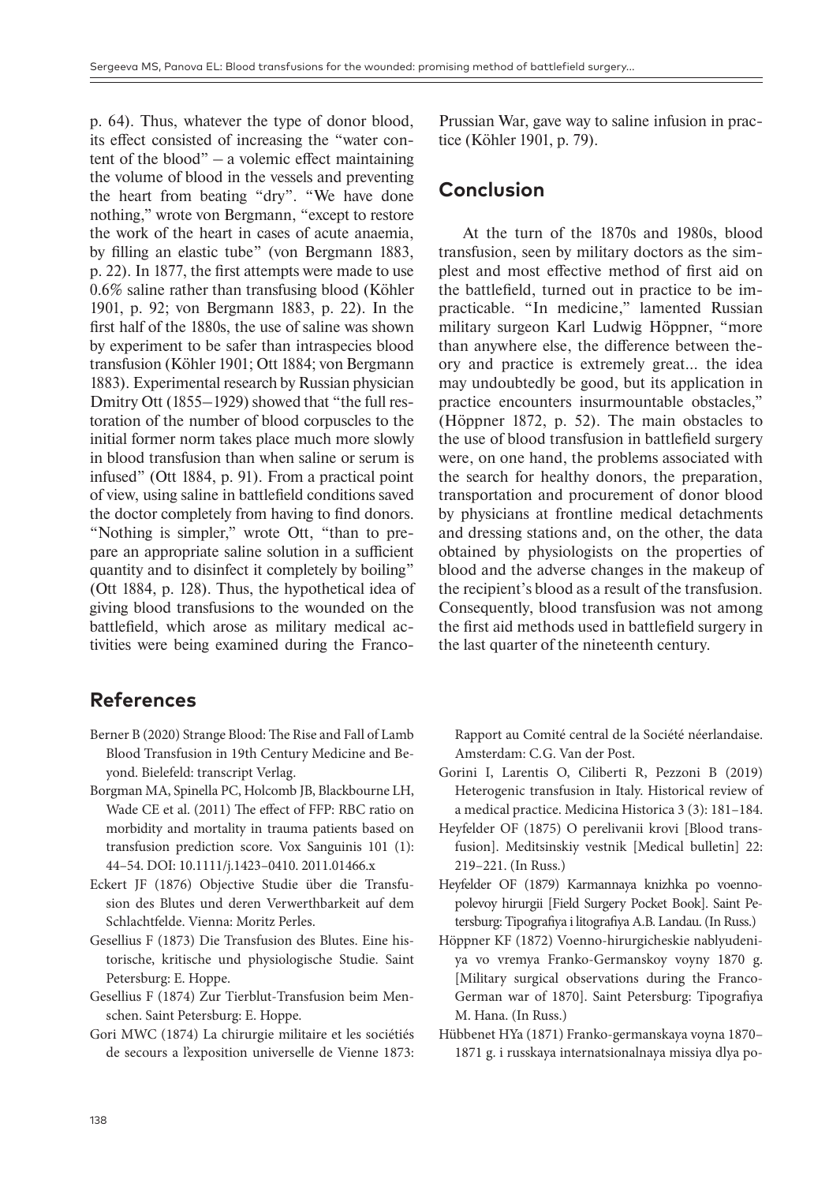p. 64). Thus, whatever the type of donor blood, its effect consisted of increasing the "water content of the blood" – a volemic effect maintaining the volume of blood in the vessels and preventing the heart from beating "dry". "We have done nothing," wrote von Bergmann, "except to restore the work of the heart in cases of acute anaemia, by filling an elastic tube" (von Bergmann 1883, p. 22). In 1877, the first attempts were made to use 0.6% saline rather than transfusing blood (Köhler 1901, p. 92; von Bergmann 1883, p. 22). In the first half of the 1880s, the use of saline was shown by experiment to be safer than intraspecies blood transfusion (Köhler 1901; Ott 1884; von Bergmann 1883). Experimental research by Russian physician Dmitry Ott (1855–1929) showed that "the full restoration of the number of blood corpuscles to the initial former norm takes place much more slowly in blood transfusion than when saline or serum is infused" (Ott 1884, p. 91). From a practical point of view, using saline in battlefield conditions saved the doctor completely from having to find donors. "Nothing is simpler," wrote Ott, "than to prepare an appropriate saline solution in a sufficient quantity and to disinfect it completely by boiling" (Ott 1884, p. 128). Thus, the hypothetical idea of giving blood transfusions to the wounded on the battlefield, which arose as military medical activities were being examined during the Franco-Prussian War, gave way to saline infusion in practice (Köhler 1901, p. 79).

## Conclusion

At the turn of the 1870s and 1980s, blood transfusion, seen by military doctors as the simplest and most effective method of first aid on the battlefield, turned out in practice to be impracticable. "In medicine," lamented Russian military surgeon Karl Ludwig Höppner, "more than anywhere else, the difference between theory and practice is extremely great... the idea may undoubtedly be good, but its application in practice encounters insurmountable obstacles," (Höppner 1872, p. 52). The main obstacles to the use of blood transfusion in battlefield surgery were, on one hand, the problems associated with the search for healthy donors, the preparation, transportation and procurement of donor blood by physicians at frontline medical detachments and dressing stations and, on the other, the data obtained by physiologists on the properties of blood and the adverse changes in the makeup of the recipient's blood as a result of the transfusion. Consequently, blood transfusion was not among the first aid methods used in battlefield surgery in the last quarter of the nineteenth century.

## References

- Berner B (2020) Strange Blood: The Rise and Fall of Lamb Blood Transfusion in 19th Century Medicine and Beyond. Bielefeld: transcript Verlag.
- Borgman MA, Spinella PC, Holcomb JB, Blackbourne LH, Wade CE et al. (2011) The effect of FFP: RBC ratio on morbidity and mortality in trauma patients based on transfusion prediction score. Vox Sanguinis 101 (1): 44–54. DOI: 10.1111/j.1423–0410. 2011.01466.x
- Eckert JF (1876) Objective Studie über die Transfusion des Blutes und deren Verwerthbarkeit auf dem Schlachtfelde. Vienna: Moritz Perles.
- Gesellius F (1873) Die Transfusion des Blutes. Eine historische, kritische und physiologische Studie. Saint Petersburg: E. Hoppe.
- Gesellius F (1874) Zur Tierblut-Transfusion beim Menschen. Saint Petersburg: E. Hoppe.
- Gori MWC (1874) La chirurgie militaire et les sociétiés de secours a l'exposition universelle de Vienne 1873: Rapport au Comité central de la Société néerlandaise. Amsterdam: C.G. Van der Post.
- Gorini I, Larentis O, Ciliberti R, Pezzoni B (2019) Heterogenic transfusion in Italy. Historical review of a medical practice. Medicina Historica 3 (3): 181–184.
- Heyfelder OF (1875) O perelivanii krovi [Blood transfusion]. Meditsinskiy vestnik [Medical bulletin] 22: 219–221. (In Russ.)
- Heyfelder OF (1879) Karmannaya knizhka po voenno-polevoy hirurgii [Field Surgery Pocket Book]. Saint Petersburg: Tipografiya i litografiya A.B. Landau. (In Russ.)
- Höppner KF (1872) Voenno-hirurgicheskie nablyudeniya vo vremya Franko-Germanskoy voyny 1870 g. [Military surgical observations during the Franco-German war of 1870]. Saint Petersburg: Tipografiya M. Hana. (In Russ.)
- Hübbenet HYa (1871) Franko-germanskaya voyna 1870–1871 g. i russkaya internatsionalnaya missiya dlya po-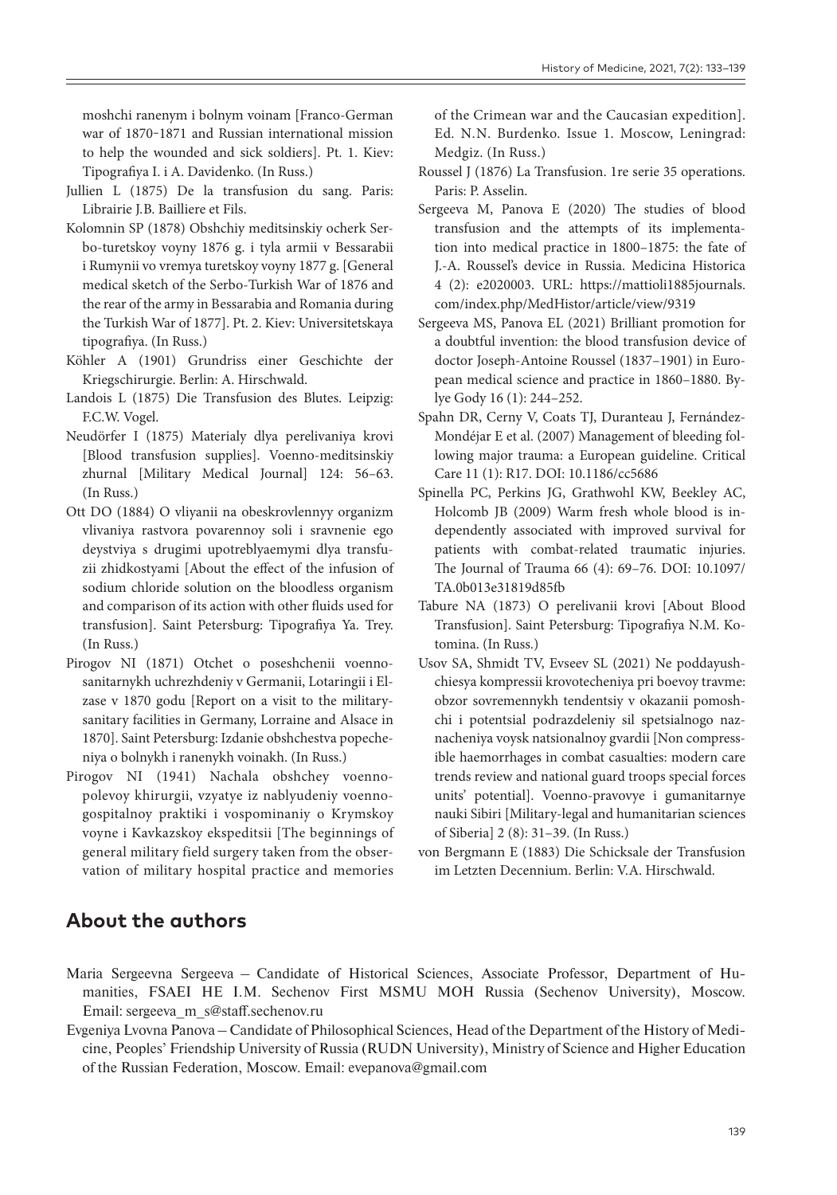moshchi ranenym i bolnym voinam [Franco-German war of 1870-1871 and Russian international mission to help the wounded and sick soldiers]. Pt. 1. Kiev: Tipografiya I. i A. Davidenko. (In Russ.)

Jullien L (1875) De la transfusion du sang. Paris: Librairie J.B. Bailliere et Fils.

Kolomnin SP (1878) Obshchiy meditsinskiy ocherk Serbo-turetskoy voyny 1876 g. i tyla armii v Bessarabii i Rumynii vo vremya turetskoy voyny 1877 g. [General medical sketch of the Serbo-Turkish War of 1876 and the rear of the army in Bessarabia and Romania during the Turkish War of 1877]. Pt. 2. Kiev: Universitetskaya tipografiya. (In Russ.)

Köhler A (1901) Grundriss einer Geschichte der Kriegschirurgie. Berlin: A. Hirschwald.

Landois L (1875) Die Transfusion des Blutes. Leipzig: F.C.W. Vogel.

Neudörfer I (1875) Materialy dlya perelivaniya krovi [Blood transfusion supplies]. Voenno-meditsinskiy zhurnal [Military Medical Journal] 124: 56–63. (In Russ.)

Ott DO (1884) O vliyanii na obeskrovlennyy organizm vlivaniya rastvora povarennoy soli i sravnenie ego deystviya s drugimi upotreblyaemymi dlya transfuzii zhidkostyami [About the effect of the infusion of sodium chloride solution on the bloodless organism and comparison of its action with other fluids used for transfusion]. Saint Petersburg: Tipografiya Ya. Trey. (In Russ.)

Pirogov NI (1871) Otchet o poseshchenii voenno-sanitarnykh uchrezhdeniy v Germanii, Lotaringii i Elzase v 1870 godu [Report on a visit to the military-sanitary facilities in Germany, Lorraine and Alsace in 1870]. Saint Petersburg: Izdanie obshchestva popecheniya o bolnykh i ranenykh voinakh. (In Russ.)

Pirogov NI (1941) Nachala obshchey voenno-polevoy khirurgii, vzyatye iz nablyudeniy voenno-gospitalnoy praktiki i vospominaniy o Krymskoy voyne i Kavkazskoy ekspeditsii [The beginnings of general military field surgery taken from the observation of military hospital practice and memories of the Crimean war and the Caucasian expedition]. Ed. N.N. Burdenko. Issue 1. Moscow, Leningrad: Medgiz. (In Russ.)

Roussel J (1876) La Transfusion. 1re serie 35 operations. Paris: P. Asselin.

Sergeeva M, Panova E (2020) The studies of blood transfusion and the attempts of its implementation into medical practice in 1800–1875: the fate of J.-A. Roussel's device in Russia. Medicina Historica 4 (2): e2020003. URL: https://mattioli1885journals.com/index.php/MedHistor/article/view/9319

Sergeeva MS, Panova EL (2021) Brilliant promotion for a doubtful invention: the blood transfusion device of doctor Joseph-Antoine Roussel (1837–1901) in European medical science and practice in 1860–1880. Bylye Gody 16 (1): 244–252.

Spahn DR, Cerny V, Coats TJ, Duranteau J, Fernández-Mondéjar E et al. (2007) Management of bleeding following major trauma: a European guideline. Critical Care 11 (1): R17. DOI: 10.1186/cc5686

Spinella PC, Perkins JG, Grathwohl KW, Beekley AC, Holcomb JB (2009) Warm fresh whole blood is independently associated with improved survival for patients with combat-related traumatic injuries. The Journal of Trauma 66 (4): 69–76. DOI: 10.1097/TA.0b013e31819d85fb

Tabure NA (1873) O perelivanii krovi [About Blood Transfusion]. Saint Petersburg: Tipografiya N.M. Kotomina. (In Russ.)

Usov SA, Shmidt TV, Evseev SL (2021) Ne poddayushchiesya kompressii krovotecheniya pri boevoy travme: obzor sovremennykh tendentsiy v okazanii pomoshchi i potentsial podrazdeleniy sil spetsialnogo naznacheniya voysk natsionalnoy gvardii [Non compressible haemorrhages in combat casualties: modern care trends review and national guard troops special forces units' potential]. Voenno-pravovye i gumanitarnye nauki Sibiri [Military-legal and humanitarian sciences of Siberia] 2 (8): 31–39. (In Russ.)

von Bergmann E (1883) Die Schicksale der Transfusion im Letzten Decennium. Berlin: V.A. Hirschwald.

## About the authors

Maria Sergeevna Sergeeva – Candidate of Historical Sciences, Associate Professor, Department of Humanities, FSAEI HE I.M. Sechenov First MSMU MOH Russia (Sechenov University), Moscow. Email: sergeeva_m_s@staff.sechenov.ru

Evgeniya Lvovna Panova – Candidate of Philosophical Sciences, Head of the Department of the History of Medicine, Peoples' Friendship University of Russia (RUDN University), Ministry of Science and Higher Education of the Russian Federation, Moscow. Email: evepanova@gmail.com